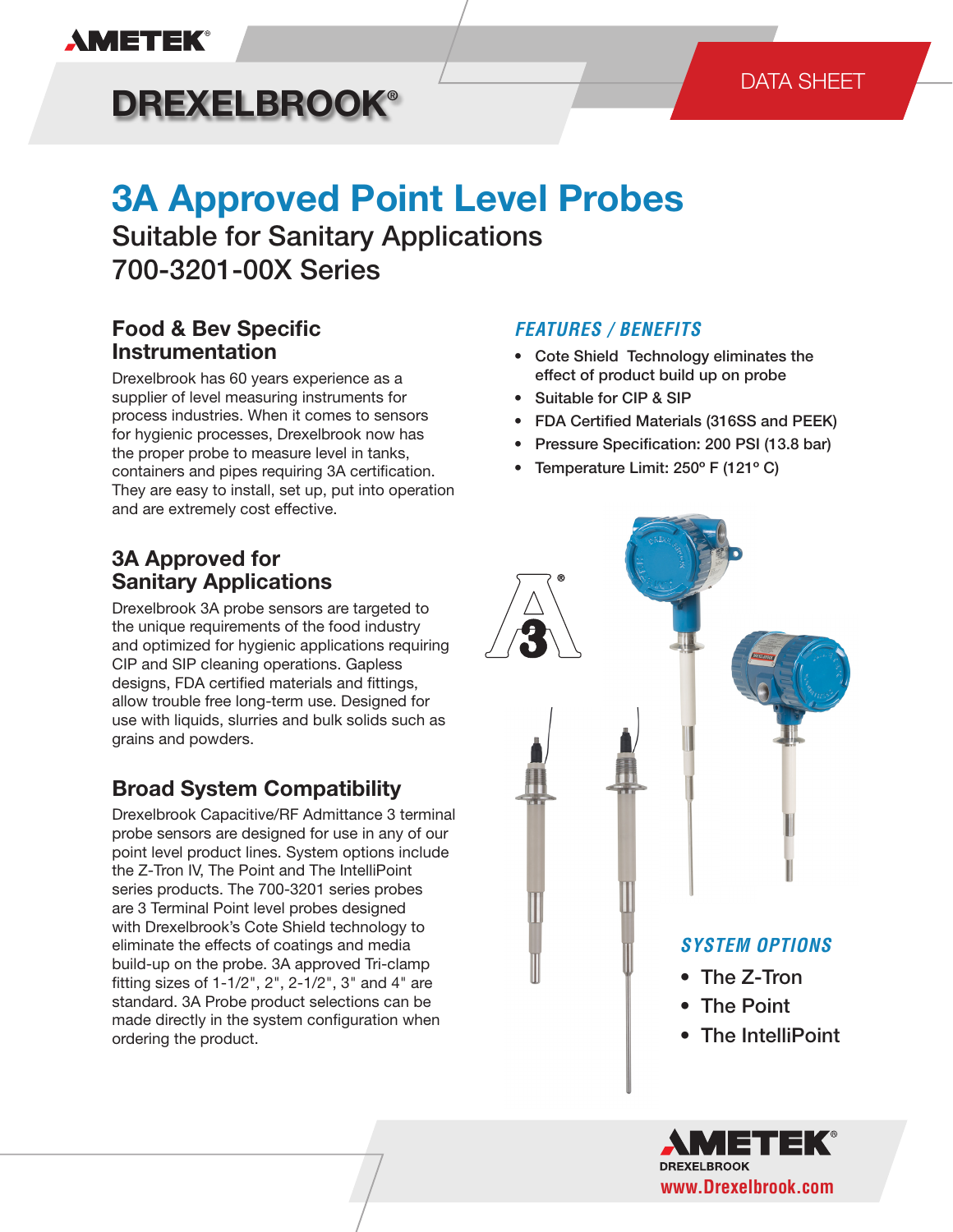AMETEK

DRELEXBROOK

DATA SHEET

# 3A Approved Point Level Probes

## Suitable for Sanitary Applications 700-3201-00X Series

### Food & Bev Specific Instrumentation

Drexelbrook has 60 years experience as a supplier of level measuring instruments for process industries. When it comes to sensors for hygienic processes, Drexelbrook now has the proper probe to measure level in tanks, containers and pipes requiring 3A certification. They are easy to install, set up, put into operation and are extremely cost effective.

### 3A Approved for Sanitary Applications

Drexelbrook 3A probe sensors are targeted to the unique requirements of the food industry and optimized for hygienic applications requiring CIP and SIP cleaning operations. Gapless designs, FDA certified materials and fittings, allow trouble free long-term use. Designed for use with liquids, slurries and bulk solids such as grains and powders.

### Broad System Compatibility

Drexelbrook Capacitive/RF Admittance 3 terminal probe sensors are designed for use in any of our point level product lines. System options include the Z-Tron IV, The Point and The IntelliPoint series products. The 700-3201 series probes are 3 Terminal Point level probes designed with Drexelbrook's Cote Shield technology to eliminate the effects of coatings and media build-up on the probe. 3A approved Tri-clamp fitting sizes of 1-1/2", 2", 2-1/2", 3" and 4" are standard. 3A Probe product selections can be made directly in the system configuration when ordering the product.

### *FEATURES / BENEFITS*

- Cote Shield Technology eliminates the effect of product build up on probe
- Suitable for CIP & SIP
- FDA Certified Materials (316SS and PEEK)
- Pressure Specification: 200 PSI (13.8 bar)
- Temperature Limit: 250° F (121° C)

### *SYSTEM OPTIONS*

- The Z-Tron
- The Point
- The IntelliPoint

AMETEK DREXELBROOK

www.Drexelbrook.com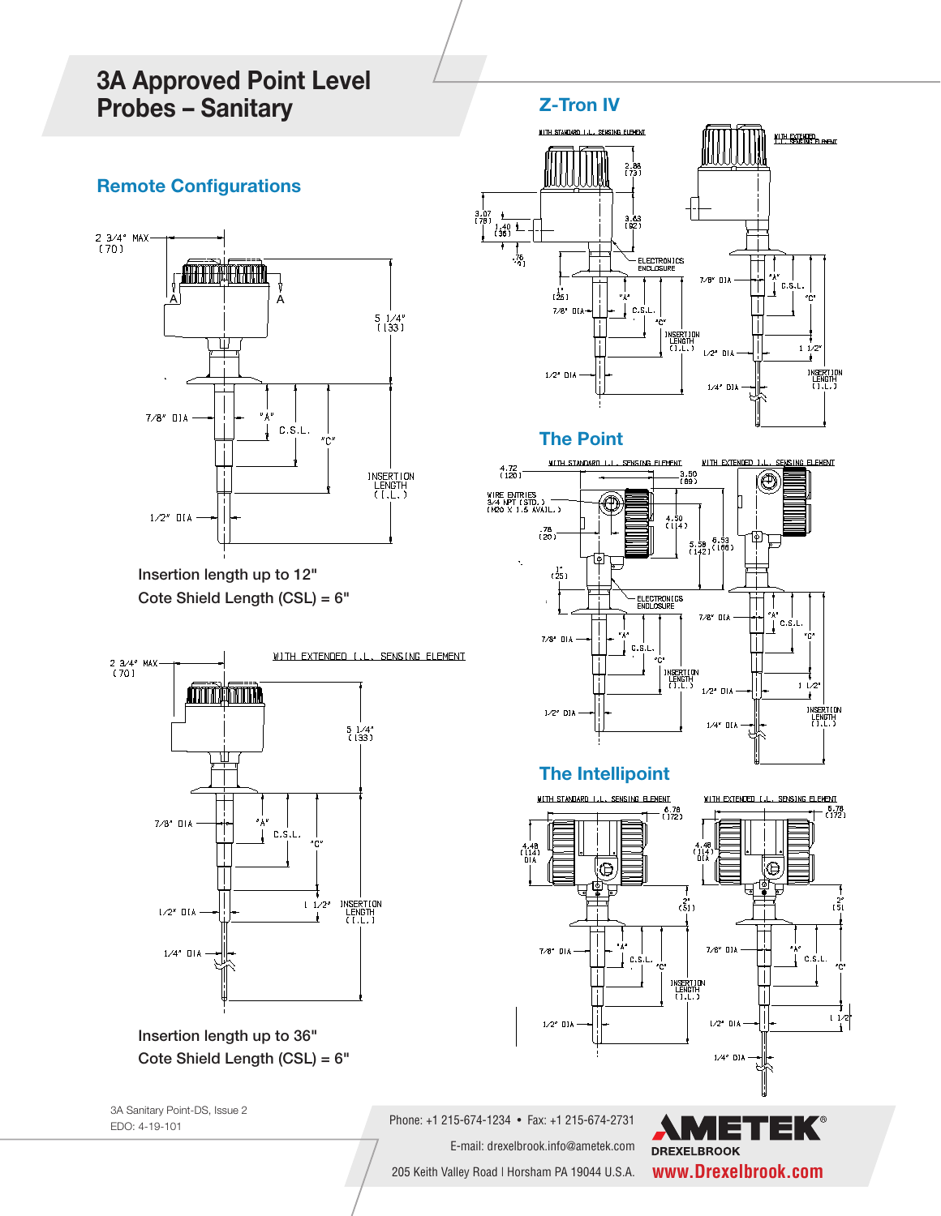# 3A Approved Point Level Probes – Sanitary

## Remote Configurations

2 3/4" MAX
(70)
A
A
5 1/4"
(133)
7/8" DIA
"A"
C.S.L.
"C"
INSERTION LENGTH (I.L.)
1/2" DIA

Insertion length up to 12"
Cote Shield Length (CSL) = 6"

2 3/4" MAX
(70)
WITH EXTENDED I.L. SENSING ELEMENT
5 1/4"
(133)
7/8" DIA
"A"
C.S.L.
"C"
1 1/2"
INSERTION LENGTH (I.L.)
1/2" DIA
1/4" DIA

Insertion length up to 36"
Cote Shield Length (CSL) = 6"

## Z-Tron IV

WITH STANDARD I.L. SENSING ELEMENT
WITH EXTENDED I.L. SENSING ELEMENT
2.88
(73)
3.07
(78)
1.40
(36)
3.63
(92)
.76
(19)
ELECTRONICS ENCLOSURE
1"
(25)
7/8" DIA
"A"
C.S.L.
"C"
INSERTION LENGTH (I.L.)
1/2" DIA
1 1/2"
1/4" DIA

## The Point

WITH STANDARD I.L. SENSING ELEMENT
WITH EXTENDED I.L. SENSING ELEMENT
4.72
(120)
3.50
(89)
WIRE ENTRIES
3/4 NPT (STD.)
(M20 X 1.5 AVAIL.)
4.50
(114)
5.58
(142)
6.53
(166)
.78
(20)
1"
(25)
ELECTRONICS ENCLOSURE
7/8" DIA
"A"
C.S.L.
"C"
INSERTION LENGTH (I.L.)
1/2" DIA
1 1/2"
1/4" DIA

## The Intellipoint

WITH STANDARD I.L. SENSING ELEMENT
WITH EXTENDED I.L. SENSING ELEMENT
6.78
(172)
4.48
(114)
DIA
2"
(51)
7/8" DIA
"A"
C.S.L.
"C"
INSERTION LENGTH (I.L.)
1/2" DIA
1 1/2"
1/4" DIA

3A Sanitary Point-DS, Issue 2
EDO: 4-19-101

Phone: +1 215-674-1234 • Fax: +1 215-674-2731
E-mail: drexelbrook.info@ametek.com
205 Keith Valley Road I Horsham PA 19044 U.S.A.

AMETEK®
DREXELBROOK
www.Drexelbrook.com